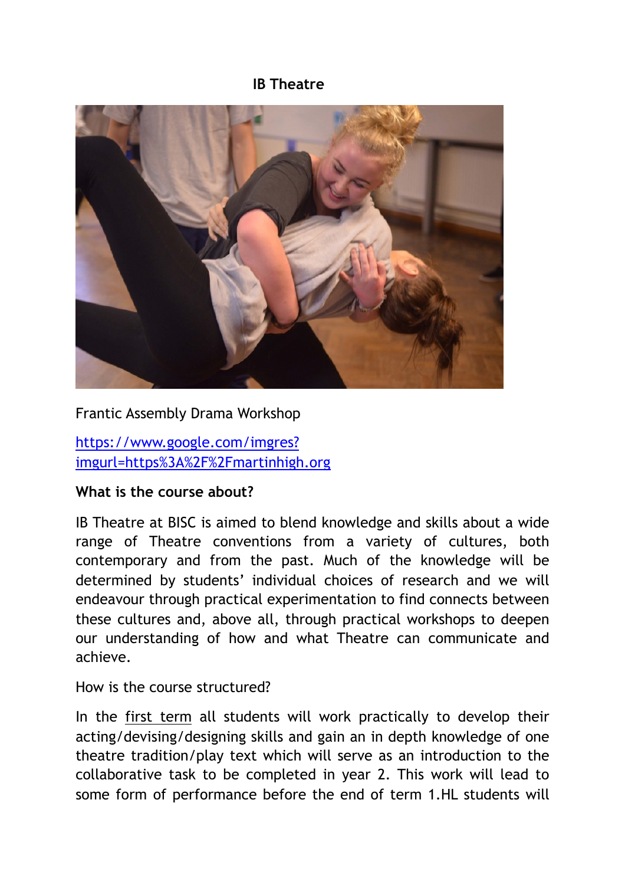# IB Theatre

Frantic Assembly Drama Workshop

[https://www.google.com/imgres?imgurl=https%3A%2F%2Fmartinhigh.org](https://www.google.com/imgres?imgurl=https%3A%2F%2Fmartinhigh.org)

**What is the course about?**

IB Theatre at BISC is aimed to blend knowledge and skills about a wide range of Theatre conventions from a variety of cultures, both contemporary and from the past. Much of the knowledge will be determined by students' individual choices of research and we will endeavour through practical experimentation to find connects between these cultures and, above all, through practical workshops to deepen our understanding of how and what Theatre can communicate and achieve.

How is the course structured?

In the <u>first term</u> all students will work practically to develop their acting/devising/designing skills and gain an in depth knowledge of one theatre tradition/play text which will serve as an introduction to the collaborative task to be completed in year 2. This work will lead to some form of performance before the end of term 1.HL students will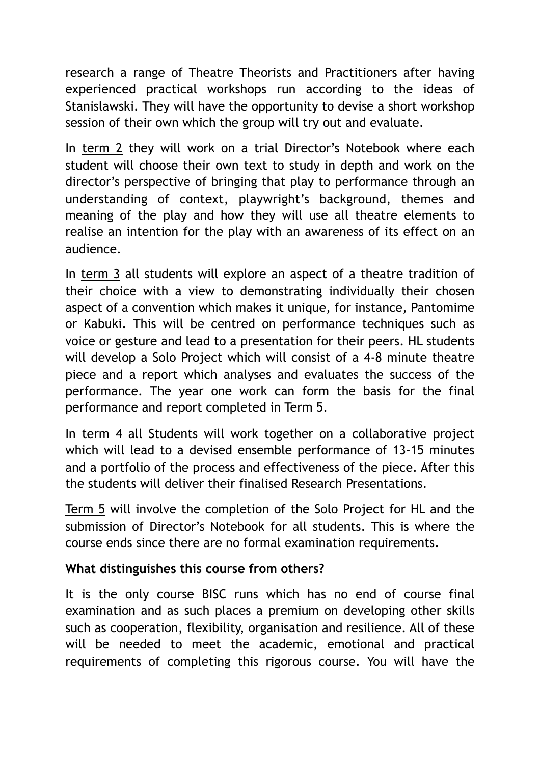research a range of Theatre Theorists and Practitioners after having experienced practical workshops run according to the ideas of Stanislawski. They will have the opportunity to devise a short workshop session of their own which the group will try out and evaluate.

In term 2 they will work on a trial Director's Notebook where each student will choose their own text to study in depth and work on the director's perspective of bringing that play to performance through an understanding of context, playwright's background, themes and meaning of the play and how they will use all theatre elements to realise an intention for the play with an awareness of its effect on an audience.

In term 3 all students will explore an aspect of a theatre tradition of their choice with a view to demonstrating individually their chosen aspect of a convention which makes it unique, for instance, Pantomime or Kabuki. This will be centred on performance techniques such as voice or gesture and lead to a presentation for their peers. HL students will develop a Solo Project which will consist of a 4-8 minute theatre piece and a report which analyses and evaluates the success of the performance. The year one work can form the basis for the final performance and report completed in Term 5.

In term 4 all Students will work together on a collaborative project which will lead to a devised ensemble performance of 13-15 minutes and a portfolio of the process and effectiveness of the piece. After this the students will deliver their finalised Research Presentations.

Term 5 will involve the completion of the Solo Project for HL and the submission of Director's Notebook for all students. This is where the course ends since there are no formal examination requirements.

**What distinguishes this course from others?**

It is the only course BISC runs which has no end of course final examination and as such places a premium on developing other skills such as cooperation, flexibility, organisation and resilience. All of these will be needed to meet the academic, emotional and practical requirements of completing this rigorous course. You will have the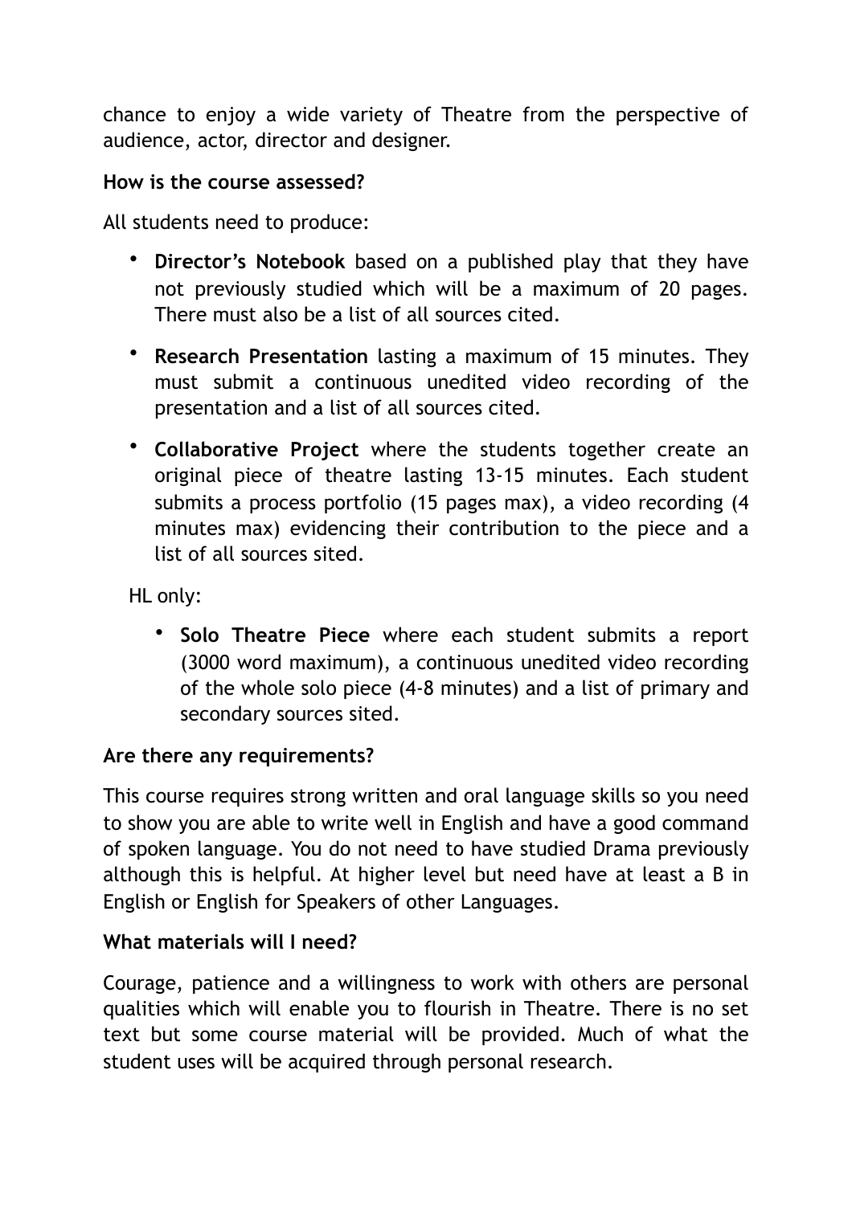chance to enjoy a wide variety of Theatre from the perspective of audience, actor, director and designer.

**How is the course assessed?**

All students need to produce:

- **Director's Notebook** based on a published play that they have not previously studied which will be a maximum of 20 pages. There must also be a list of all sources cited.
- **Research Presentation** lasting a maximum of 15 minutes. They must submit a continuous unedited video recording of the presentation and a list of all sources cited.
- **Collaborative Project** where the students together create an original piece of theatre lasting 13-15 minutes. Each student submits a process portfolio (15 pages max), a video recording (4 minutes max) evidencing their contribution to the piece and a list of all sources sited.

HL only:

- **Solo Theatre Piece** where each student submits a report (3000 word maximum), a continuous unedited video recording of the whole solo piece (4-8 minutes) and a list of primary and secondary sources sited.

**Are there any requirements?**

This course requires strong written and oral language skills so you need to show you are able to write well in English and have a good command of spoken language. You do not need to have studied Drama previously although this is helpful. At higher level but need have at least a B in English or English for Speakers of other Languages.

**What materials will I need?**

Courage, patience and a willingness to work with others are personal qualities which will enable you to flourish in Theatre. There is no set text but some course material will be provided. Much of what the student uses will be acquired through personal research.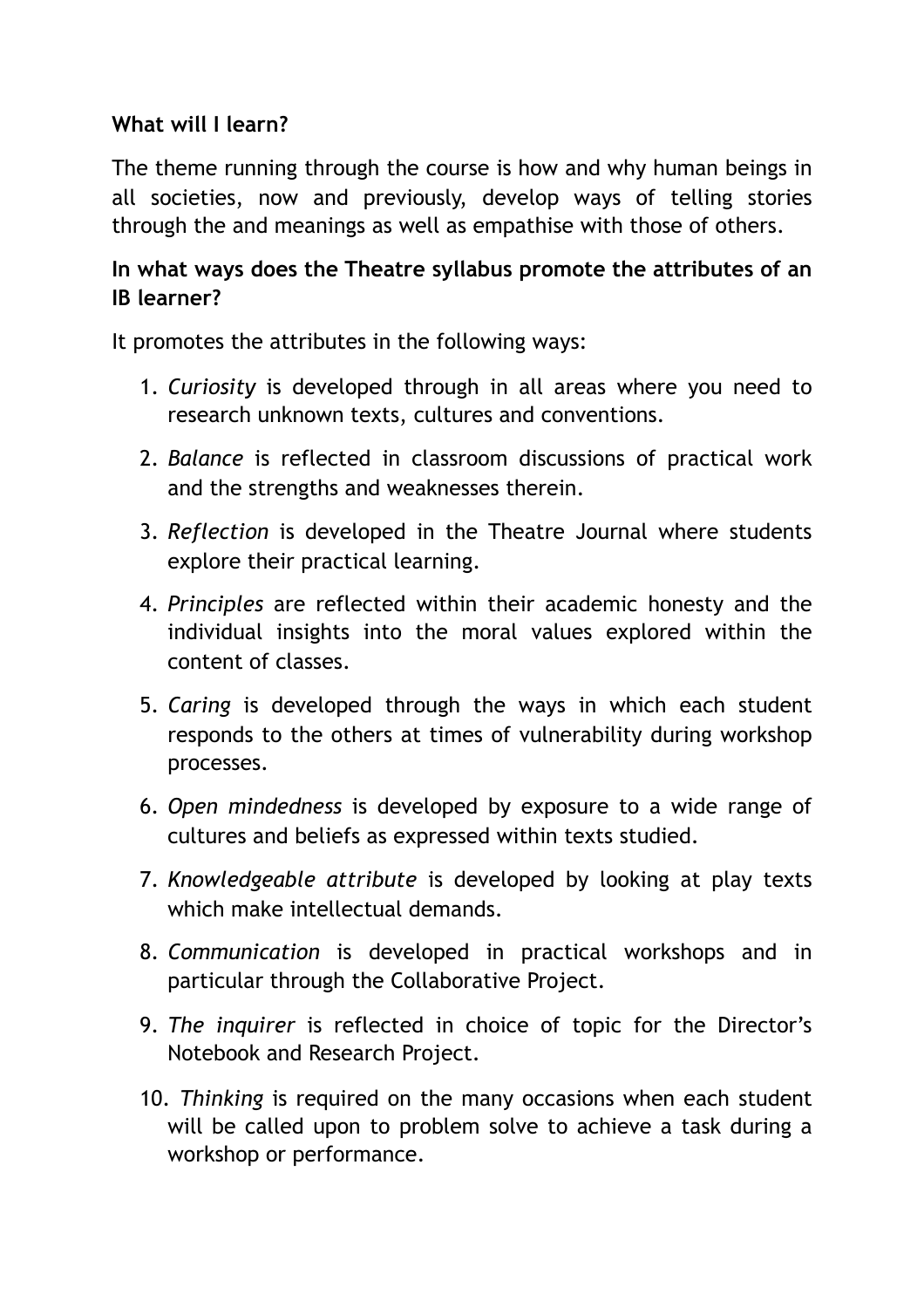**What will I learn?**

The theme running through the course is how and why human beings in all societies, now and previously, develop ways of telling stories through the and meanings as well as empathise with those of others.

**In what ways does the Theatre syllabus promote the attributes of an IB learner?**

It promotes the attributes in the following ways:

1. *Curiosity* is developed through in all areas where you need to research unknown texts, cultures and conventions.
2. *Balance* is reflected in classroom discussions of practical work and the strengths and weaknesses therein.
3. *Reflection* is developed in the Theatre Journal where students explore their practical learning.
4. *Principles* are reflected within their academic honesty and the individual insights into the moral values explored within the content of classes.
5. *Caring* is developed through the ways in which each student responds to the others at times of vulnerability during workshop processes.
6. *Open mindedness* is developed by exposure to a wide range of cultures and beliefs as expressed within texts studied.
7. *Knowledgeable attribute* is developed by looking at play texts which make intellectual demands.
8. *Communication* is developed in practical workshops and in particular through the Collaborative Project.
9. *The inquirer* is reflected in choice of topic for the Director's Notebook and Research Project.
10. *Thinking* is required on the many occasions when each student will be called upon to problem solve to achieve a task during a workshop or performance.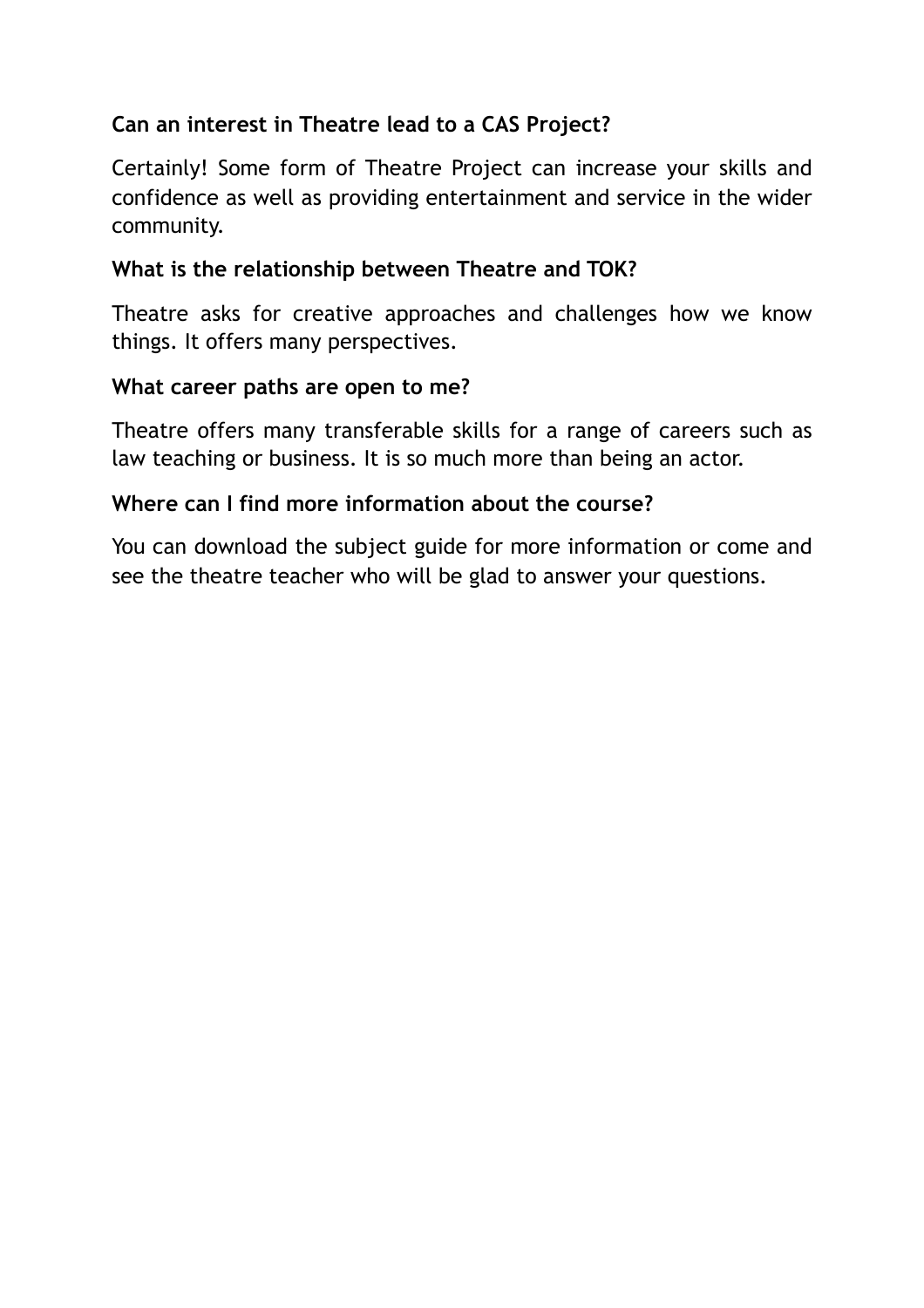**Can an interest in Theatre lead to a CAS Project?**

Certainly! Some form of Theatre Project can increase your skills and confidence as well as providing entertainment and service in the wider community.

**What is the relationship between Theatre and TOK?**

Theatre asks for creative approaches and challenges how we know things. It offers many perspectives.

**What career paths are open to me?**

Theatre offers many transferable skills for a range of careers such as law teaching or business. It is so much more than being an actor.

**Where can I find more information about the course?**

You can download the subject guide for more information or come and see the theatre teacher who will be glad to answer your questions.